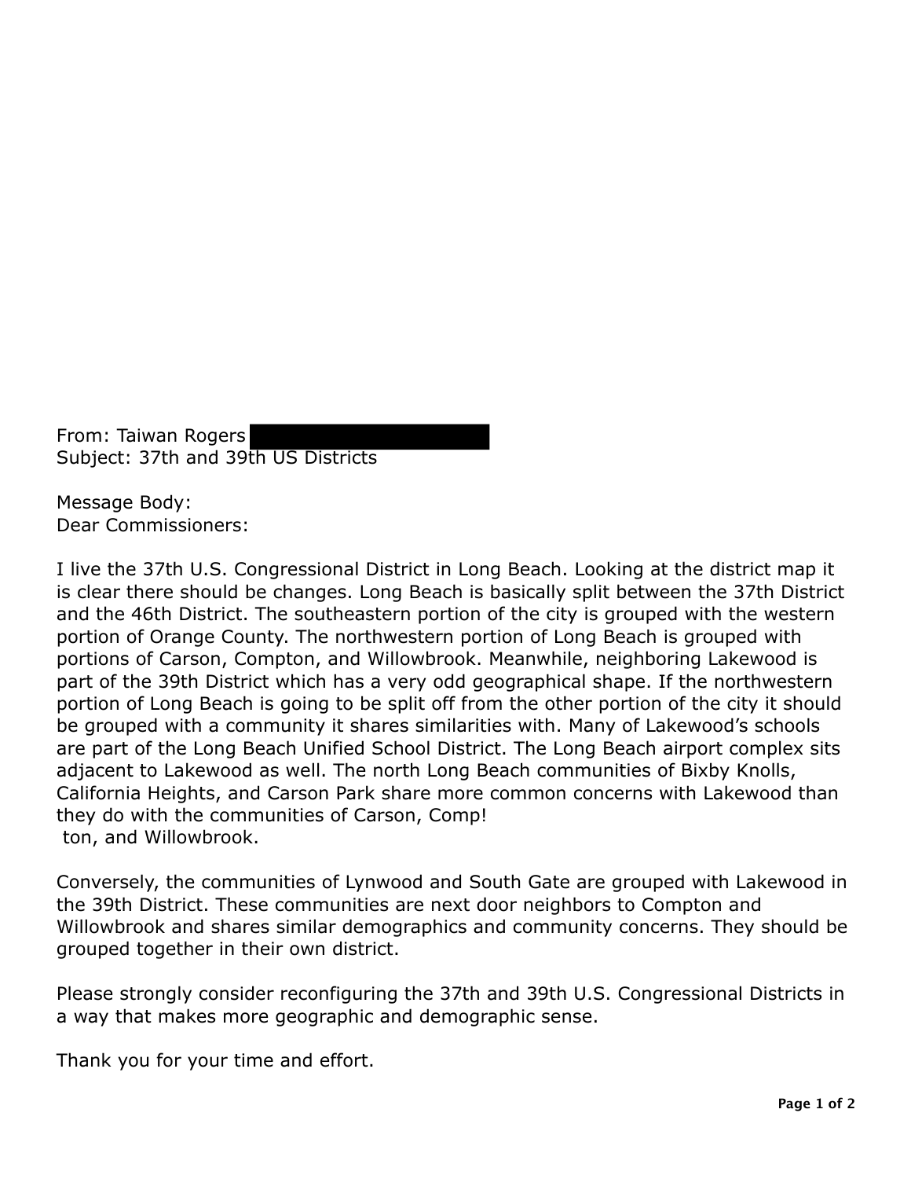From: Taiwan Rogers
Subject: 37th and 39th US Districts

Message Body:
Dear Commissioners:

I live the 37th U.S. Congressional District in Long Beach. Looking at the district map it is clear there should be changes. Long Beach is basically split between the 37th District and the 46th District. The southeastern portion of the city is grouped with the western portion of Orange County. The northwestern portion of Long Beach is grouped with portions of Carson, Compton, and Willowbrook. Meanwhile, neighboring Lakewood is part of the 39th District which has a very odd geographical shape. If the northwestern portion of Long Beach is going to be split off from the other portion of the city it should be grouped with a community it shares similarities with. Many of Lakewood's schools are part of the Long Beach Unified School District. The Long Beach airport complex sits adjacent to Lakewood as well. The north Long Beach communities of Bixby Knolls, California Heights, and Carson Park share more common concerns with Lakewood than they do with the communities of Carson, Comp!
ton, and Willowbrook.

Conversely, the communities of Lynwood and South Gate are grouped with Lakewood in the 39th District. These communities are next door neighbors to Compton and Willowbrook and shares similar demographics and community concerns. They should be grouped together in their own district.

Please strongly consider reconfiguring the 37th and 39th U.S. Congressional Districts in a way that makes more geographic and demographic sense.

Thank you for your time and effort.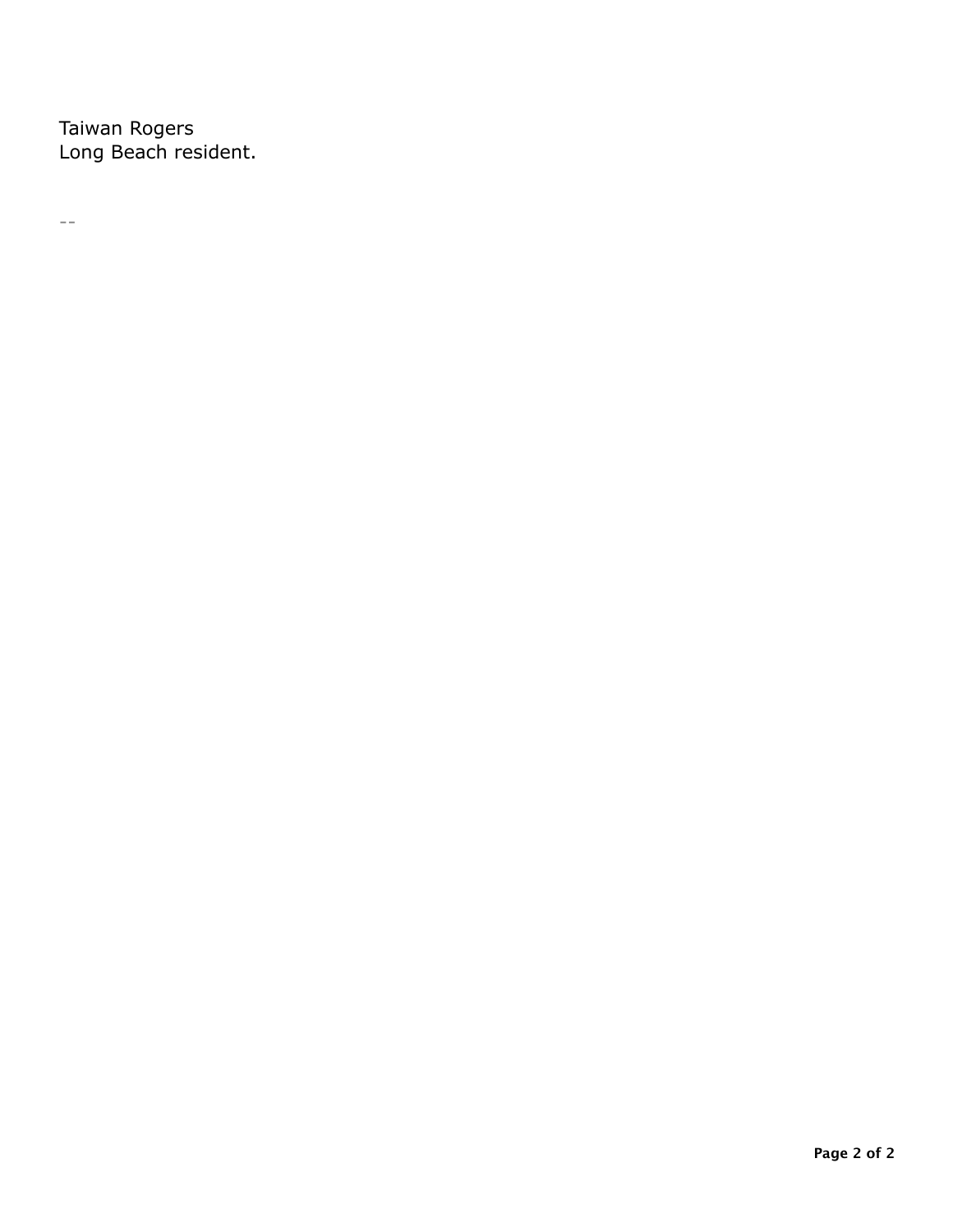Taiwan Rogers
Long Beach resident.

--